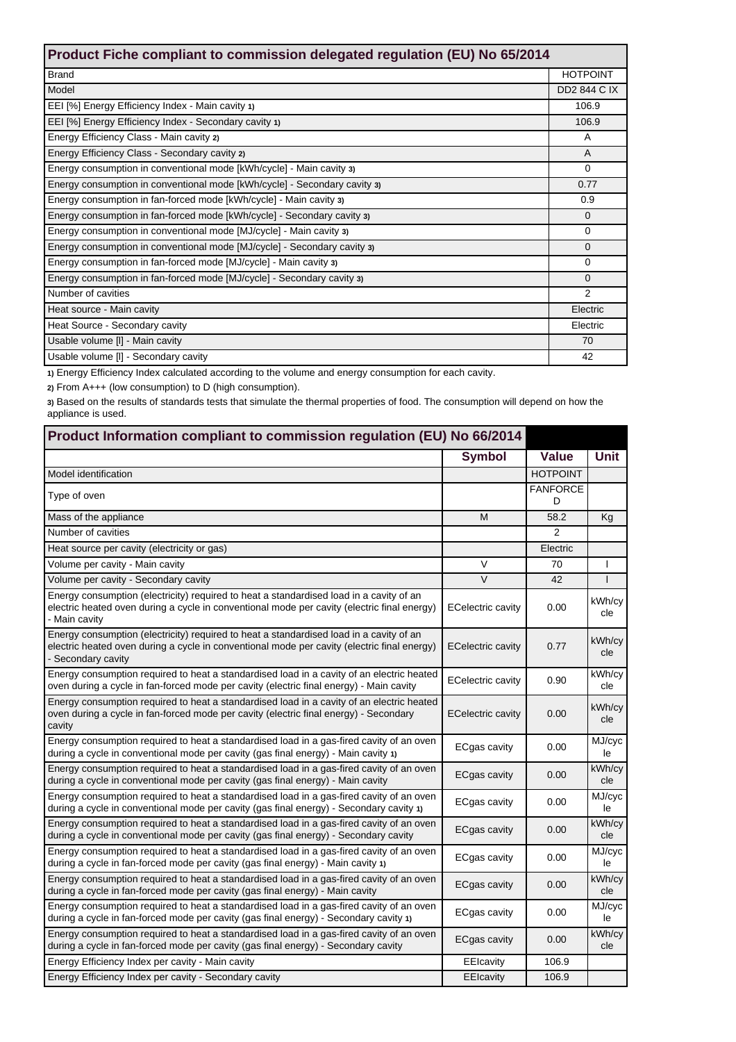## Product Fiche compliant to commission delegated regulation (EU) No 65/2014

| | |
|---|---|
| Brand | HOTPOINT |
| Model | DD2 844 C IX |
| EEI [%] Energy Efficiency Index - Main cavity 1) | 106.9 |
| EEI [%] Energy Efficiency Index - Secondary cavity 1) | 106.9 |
| Energy Efficiency Class - Main cavity 2) | A |
| Energy Efficiency Class - Secondary cavity 2) | A |
| Energy consumption in conventional mode [kWh/cycle] - Main cavity 3) | 0 |
| Energy consumption in conventional mode [kWh/cycle] - Secondary cavity 3) | 0.77 |
| Energy consumption in fan-forced mode [kWh/cycle] - Main cavity 3) | 0.9 |
| Energy consumption in fan-forced mode [kWh/cycle] - Secondary cavity 3) | 0 |
| Energy consumption in conventional mode [MJ/cycle] - Main cavity 3) | 0 |
| Energy consumption in conventional mode [MJ/cycle] - Secondary cavity 3) | 0 |
| Energy consumption in fan-forced mode [MJ/cycle] - Main cavity 3) | 0 |
| Energy consumption in fan-forced mode [MJ/cycle] - Secondary cavity 3) | 0 |
| Number of cavities | 2 |
| Heat source - Main cavity | Electric |
| Heat Source - Secondary cavity | Electric |
| Usable volume [l] - Main cavity | 70 |
| Usable volume [l] - Secondary cavity | 42 |

1) Energy Efficiency Index calculated according to the volume and energy consumption for each cavity.

2) From A+++ (low consumption) to D (high consumption).

3) Based on the results of standards tests that simulate the thermal properties of food. The consumption will depend on how the appliance is used.

## Product Information compliant to commission regulation (EU) No 66/2014

| | Symbol | Value | Unit |
|---|---|---|---|
| Model identification | | HOTPOINT | |
| Type of oven | | FANFORCED | |
| Mass of the appliance | M | 58.2 | Kg |
| Number of cavities | | 2 | |
| Heat source per cavity (electricity or gas) | | Electric | |
| Volume per cavity - Main cavity | V | 70 | l |
| Volume per cavity - Secondary cavity | V | 42 | l |
| Energy consumption (electricity) required to heat a standardised load in a cavity of an electric heated oven during a cycle in conventional mode per cavity (electric final energy) - Main cavity | ECelectric cavity | 0.00 | kWh/cycle |
| Energy consumption (electricity) required to heat a standardised load in a cavity of an electric heated oven during a cycle in conventional mode per cavity (electric final energy) - Secondary cavity | ECelectric cavity | 0.77 | kWh/cycle |
| Energy consumption required to heat a standardised load in a cavity of an electric heated oven during a cycle in fan-forced mode per cavity (electric final energy) - Main cavity | ECelectric cavity | 0.90 | kWh/cycle |
| Energy consumption required to heat a standardised load in a cavity of an electric heated oven during a cycle in fan-forced mode per cavity (electric final energy) - Secondary cavity | ECelectric cavity | 0.00 | kWh/cycle |
| Energy consumption required to heat a standardised load in a gas-fired cavity of an oven during a cycle in conventional mode per cavity (gas final energy) - Main cavity 1) | ECgas cavity | 0.00 | MJ/cycle |
| Energy consumption required to heat a standardised load in a gas-fired cavity of an oven during a cycle in conventional mode per cavity (gas final energy) - Main cavity | ECgas cavity | 0.00 | kWh/cycle |
| Energy consumption required to heat a standardised load in a gas-fired cavity of an oven during a cycle in conventional mode per cavity (gas final energy) - Secondary cavity 1) | ECgas cavity | 0.00 | MJ/cycle |
| Energy consumption required to heat a standardised load in a gas-fired cavity of an oven during a cycle in conventional mode per cavity (gas final energy) - Secondary cavity | ECgas cavity | 0.00 | kWh/cycle |
| Energy consumption required to heat a standardised load in a gas-fired cavity of an oven during a cycle in fan-forced mode per cavity (gas final energy) - Main cavity 1) | ECgas cavity | 0.00 | MJ/cycle |
| Energy consumption required to heat a standardised load in a gas-fired cavity of an oven during a cycle in fan-forced mode per cavity (gas final energy) - Main cavity | ECgas cavity | 0.00 | kWh/cycle |
| Energy consumption required to heat a standardised load in a gas-fired cavity of an oven during a cycle in fan-forced mode per cavity (gas final energy) - Secondary cavity 1) | ECgas cavity | 0.00 | MJ/cycle |
| Energy consumption required to heat a standardised load in a gas-fired cavity of an oven during a cycle in fan-forced mode per cavity (gas final energy) - Secondary cavity | ECgas cavity | 0.00 | kWh/cycle |
| Energy Efficiency Index per cavity - Main cavity | EEIcavity | 106.9 | |
| Energy Efficiency Index per cavity - Secondary cavity | EEIcavity | 106.9 | |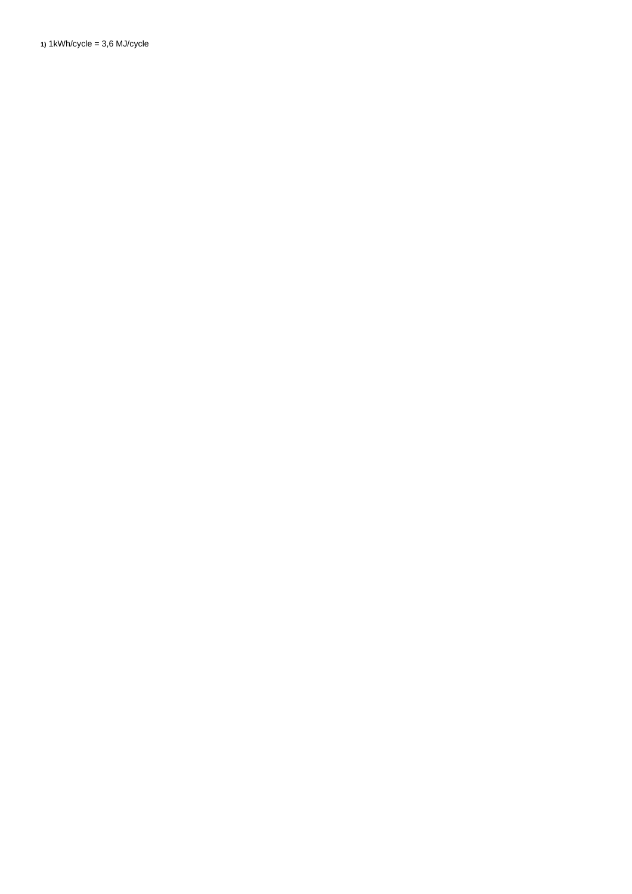1) 1kWh/cycle = 3,6 MJ/cycle